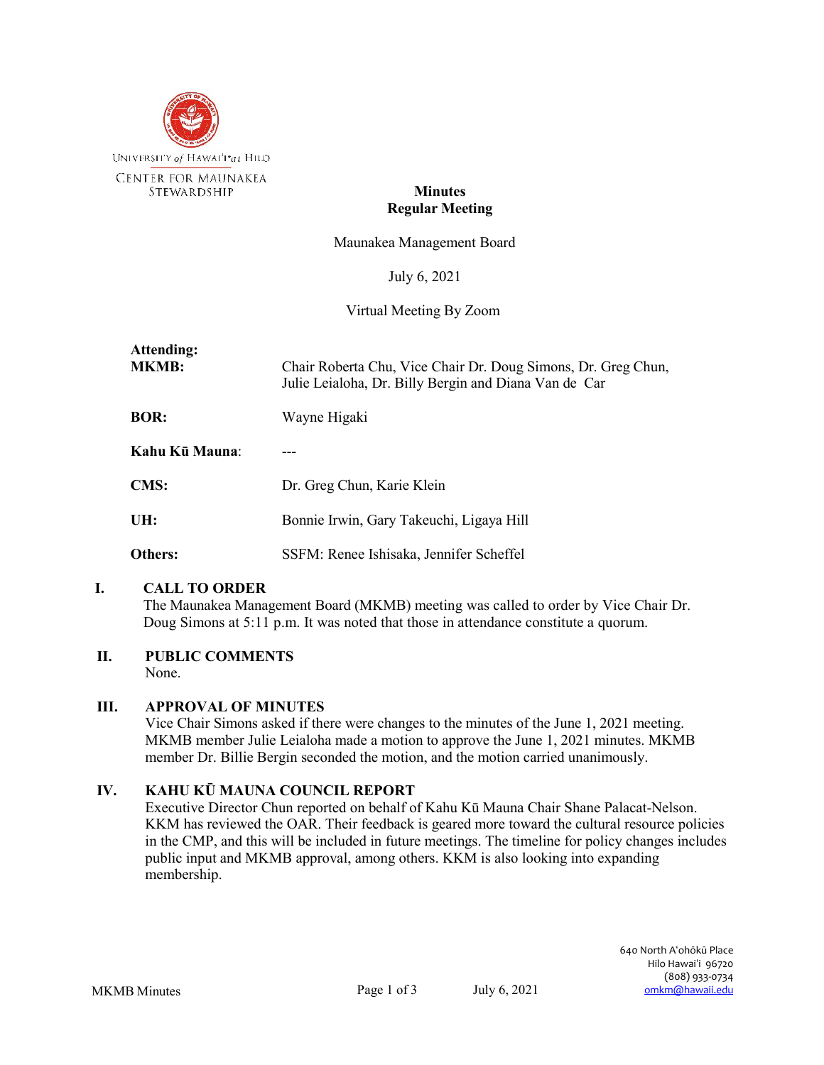University of Hawai'i at Hilo
Center for Maunakea Stewardship

**Minutes**
**Regular Meeting**

Maunakea Management Board

July 6, 2021

Virtual Meeting By Zoom

| **Attending:** | |
|---|---|
| **MKMB:** | Chair Roberta Chu, Vice Chair Dr. Doug Simons, Dr. Greg Chun, Julie Leialoha, Dr. Billy Bergin and Diana Van de Car |
| **BOR:** | Wayne Higaki |
| **Kahu Kū Mauna:** | --- |
| **CMS:** | Dr. Greg Chun, Karie Klein |
| **UH:** | Bonnie Irwin, Gary Takeuchi, Ligaya Hill |
| **Others:** | SSFM: Renee Ishisaka, Jennifer Scheffel |

## I. CALL TO ORDER

The Maunakea Management Board (MKMB) meeting was called to order by Vice Chair Dr. Doug Simons at 5:11 p.m. It was noted that those in attendance constitute a quorum.

## II. PUBLIC COMMENTS

None.

## III. APPROVAL OF MINUTES

Vice Chair Simons asked if there were changes to the minutes of the June 1, 2021 meeting. MKMB member Julie Leialoha made a motion to approve the June 1, 2021 minutes. MKMB member Dr. Billie Bergin seconded the motion, and the motion carried unanimously.

## IV. KAHU KŪ MAUNA COUNCIL REPORT

Executive Director Chun reported on behalf of Kahu Kū Mauna Chair Shane Palacat-Nelson. KKM has reviewed the OAR. Their feedback is geared more toward the cultural resource policies in the CMP, and this will be included in future meetings. The timeline for policy changes includes public input and MKMB approval, among others. KKM is also looking into expanding membership.

640 North A'ohōkū Place
Hilo Hawai'i 96720
(808) 933-0734
omkm@hawaii.edu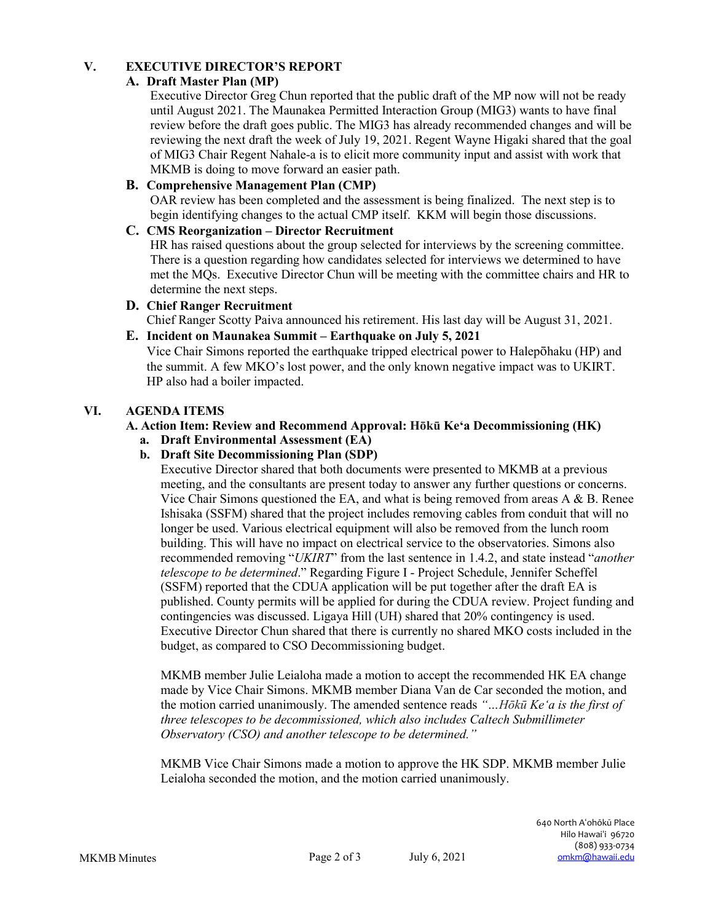## V. EXECUTIVE DIRECTOR'S REPORT

### A. Draft Master Plan (MP)

Executive Director Greg Chun reported that the public draft of the MP now will not be ready until August 2021. The Maunakea Permitted Interaction Group (MIG3) wants to have final review before the draft goes public. The MIG3 has already recommended changes and will be reviewing the next draft the week of July 19, 2021. Regent Wayne Higaki shared that the goal of MIG3 Chair Regent Nahale-a is to elicit more community input and assist with work that MKMB is doing to move forward an easier path.

### B. Comprehensive Management Plan (CMP)

OAR review has been completed and the assessment is being finalized. The next step is to begin identifying changes to the actual CMP itself. KKM will begin those discussions.

### C. CMS Reorganization – Director Recruitment

HR has raised questions about the group selected for interviews by the screening committee. There is a question regarding how candidates selected for interviews we determined to have met the MQs. Executive Director Chun will be meeting with the committee chairs and HR to determine the next steps.

### D. Chief Ranger Recruitment

Chief Ranger Scotty Paiva announced his retirement. His last day will be August 31, 2021.

### E. Incident on Maunakea Summit – Earthquake on July 5, 2021

Vice Chair Simons reported the earthquake tripped electrical power to Halepōhaku (HP) and the summit. A few MKO's lost power, and the only known negative impact was to UKIRT. HP also had a boiler impacted.

## VI. AGENDA ITEMS

### A. Action Item: Review and Recommend Approval: Hōkū Ke'a Decommissioning (HK)

**a. Draft Environmental Assessment (EA)**

**b. Draft Site Decommissioning Plan (SDP)**

Executive Director shared that both documents were presented to MKMB at a previous meeting, and the consultants are present today to answer any further questions or concerns. Vice Chair Simons questioned the EA, and what is being removed from areas A & B. Renee Ishisaka (SSFM) shared that the project includes removing cables from conduit that will no longer be used. Various electrical equipment will also be removed from the lunch room building. This will have no impact on electrical service to the observatories. Simons also recommended removing "*UKIRT*" from the last sentence in 1.4.2, and state instead "*another telescope to be determined*." Regarding Figure I - Project Schedule, Jennifer Scheffel (SSFM) reported that the CDUA application will be put together after the draft EA is published. County permits will be applied for during the CDUA review. Project funding and contingencies was discussed. Ligaya Hill (UH) shared that 20% contingency is used. Executive Director Chun shared that there is currently no shared MKO costs included in the budget, as compared to CSO Decommissioning budget.

MKMB member Julie Leialoha made a motion to accept the recommended HK EA change made by Vice Chair Simons. MKMB member Diana Van de Car seconded the motion, and the motion carried unanimously. The amended sentence reads *"…Hōkū Ke'a is the first of three telescopes to be decommissioned, which also includes Caltech Submillimeter Observatory (CSO) and another telescope to be determined."*

MKMB Vice Chair Simons made a motion to approve the HK SDP. MKMB member Julie Leialoha seconded the motion, and the motion carried unanimously.

640 North A'ohōkū Place
Hilo Hawai'i 96720
(808) 933-0734
omkm@hawaii.edu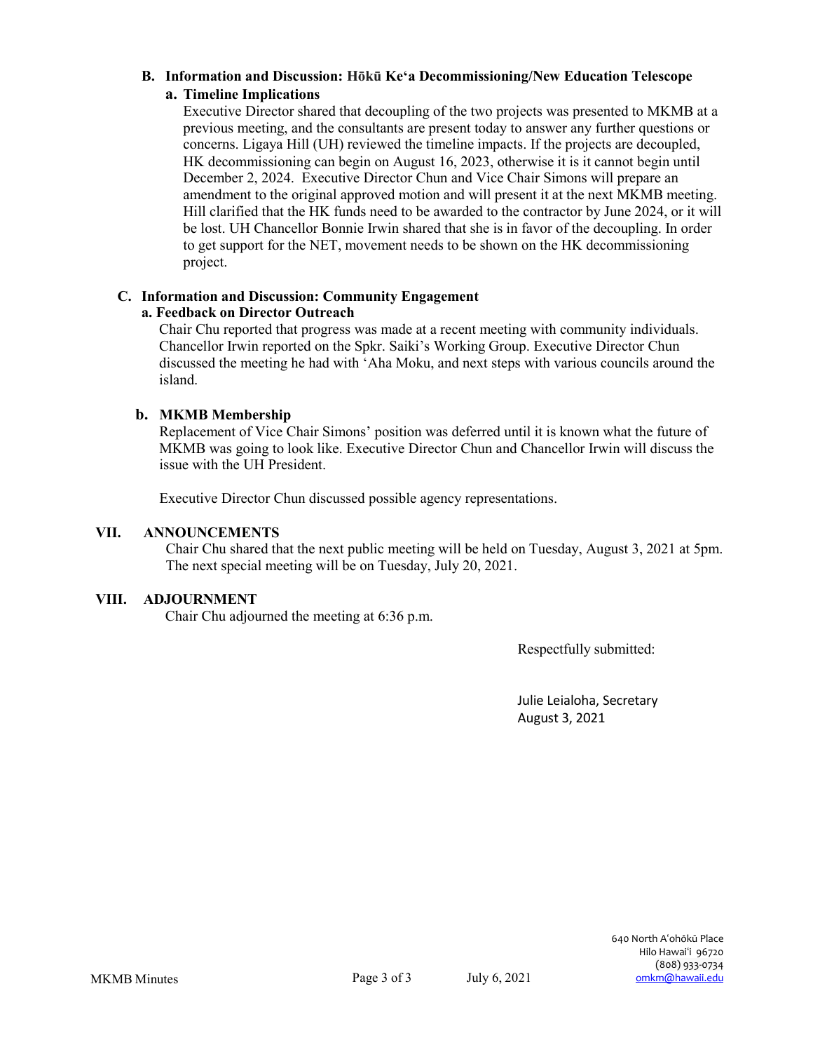### B. Information and Discussion: Hōkū Ke'a Decommissioning/New Education Telescope

#### a. Timeline Implications

Executive Director shared that decoupling of the two projects was presented to MKMB at a previous meeting, and the consultants are present today to answer any further questions or concerns. Ligaya Hill (UH) reviewed the timeline impacts. If the projects are decoupled, HK decommissioning can begin on August 16, 2023, otherwise it is it cannot begin until December 2, 2024. Executive Director Chun and Vice Chair Simons will prepare an amendment to the original approved motion and will present it at the next MKMB meeting. Hill clarified that the HK funds need to be awarded to the contractor by June 2024, or it will be lost. UH Chancellor Bonnie Irwin shared that she is in favor of the decoupling. In order to get support for the NET, movement needs to be shown on the HK decommissioning project.

### C. Information and Discussion: Community Engagement

#### a. Feedback on Director Outreach

Chair Chu reported that progress was made at a recent meeting with community individuals. Chancellor Irwin reported on the Spkr. Saiki's Working Group. Executive Director Chun discussed the meeting he had with 'Aha Moku, and next steps with various councils around the island.

#### b. MKMB Membership

Replacement of Vice Chair Simons' position was deferred until it is known what the future of MKMB was going to look like. Executive Director Chun and Chancellor Irwin will discuss the issue with the UH President.

Executive Director Chun discussed possible agency representations.

## VII. ANNOUNCEMENTS

Chair Chu shared that the next public meeting will be held on Tuesday, August 3, 2021 at 5pm. The next special meeting will be on Tuesday, July 20, 2021.

## VIII. ADJOURNMENT

Chair Chu adjourned the meeting at 6:36 p.m.

Respectfully submitted:

Julie Leialoha, Secretary
August 3, 2021

640 North A'ohōkū Place
Hilo Hawai'i 96720
(808) 933-0734
omkm@hawaii.edu